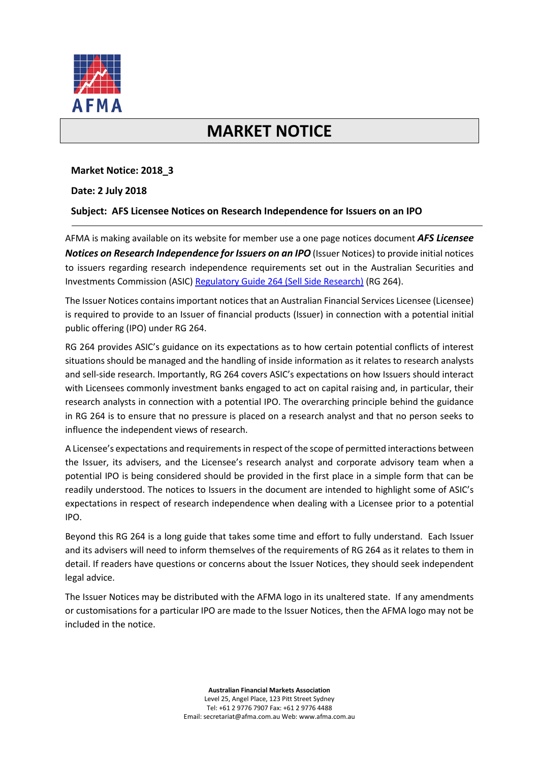AFMA

# MARKET NOTICE

**Market Notice: 2018_3**

**Date: 2 July 2018**

**Subject: AFS Licensee Notices on Research Independence for Issuers on an IPO**

---

AFMA is making available on its website for member use a one page notices document ***AFS Licensee Notices on Research Independence for Issuers on an IPO*** (Issuer Notices) to provide initial notices to issuers regarding research independence requirements set out in the Australian Securities and Investments Commission (ASIC) [Regulatory Guide 264 (Sell Side Research)] (RG 264).

The Issuer Notices contains important notices that an Australian Financial Services Licensee (Licensee) is required to provide to an Issuer of financial products (Issuer) in connection with a potential initial public offering (IPO) under RG 264.

RG 264 provides ASIC's guidance on its expectations as to how certain potential conflicts of interest situations should be managed and the handling of inside information as it relates to research analysts and sell-side research. Importantly, RG 264 covers ASIC's expectations on how Issuers should interact with Licensees commonly investment banks engaged to act on capital raising and, in particular, their research analysts in connection with a potential IPO. The overarching principle behind the guidance in RG 264 is to ensure that no pressure is placed on a research analyst and that no person seeks to influence the independent views of research.

A Licensee's expectations and requirements in respect of the scope of permitted interactions between the Issuer, its advisers, and the Licensee's research analyst and corporate advisory team when a potential IPO is being considered should be provided in the first place in a simple form that can be readily understood. The notices to Issuers in the document are intended to highlight some of ASIC's expectations in respect of research independence when dealing with a Licensee prior to a potential IPO.

Beyond this RG 264 is a long guide that takes some time and effort to fully understand. Each Issuer and its advisers will need to inform themselves of the requirements of RG 264 as it relates to them in detail. If readers have questions or concerns about the Issuer Notices, they should seek independent legal advice.

The Issuer Notices may be distributed with the AFMA logo in its unaltered state. If any amendments or customisations for a particular IPO are made to the Issuer Notices, then the AFMA logo may not be included in the notice.

**Australian Financial Markets Association**
Level 25, Angel Place, 123 Pitt Street Sydney
Tel: +61 2 9776 7907 Fax: +61 2 9776 4488
Email: secretariat@afma.com.au Web: www.afma.com.au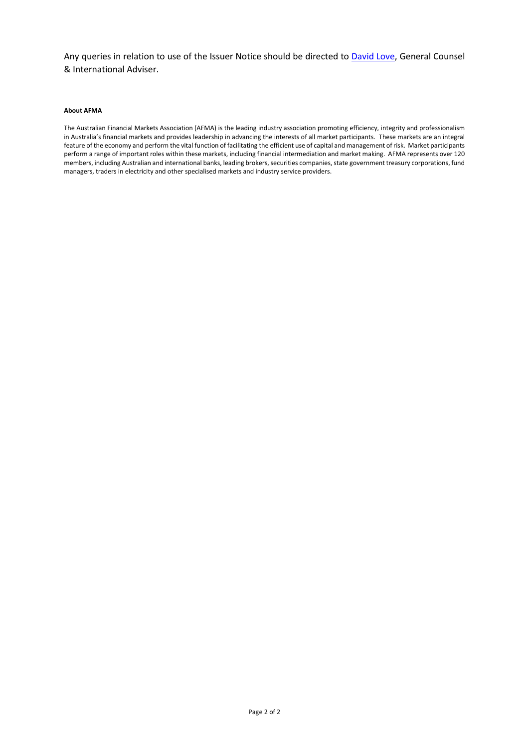Any queries in relation to use of the Issuer Notice should be directed to David Love, General Counsel & International Adviser.

**About AFMA**

The Australian Financial Markets Association (AFMA) is the leading industry association promoting efficiency, integrity and professionalism in Australia's financial markets and provides leadership in advancing the interests of all market participants. These markets are an integral feature of the economy and perform the vital function of facilitating the efficient use of capital and management of risk. Market participants perform a range of important roles within these markets, including financial intermediation and market making. AFMA represents over 120 members, including Australian and international banks, leading brokers, securities companies, state government treasury corporations, fund managers, traders in electricity and other specialised markets and industry service providers.